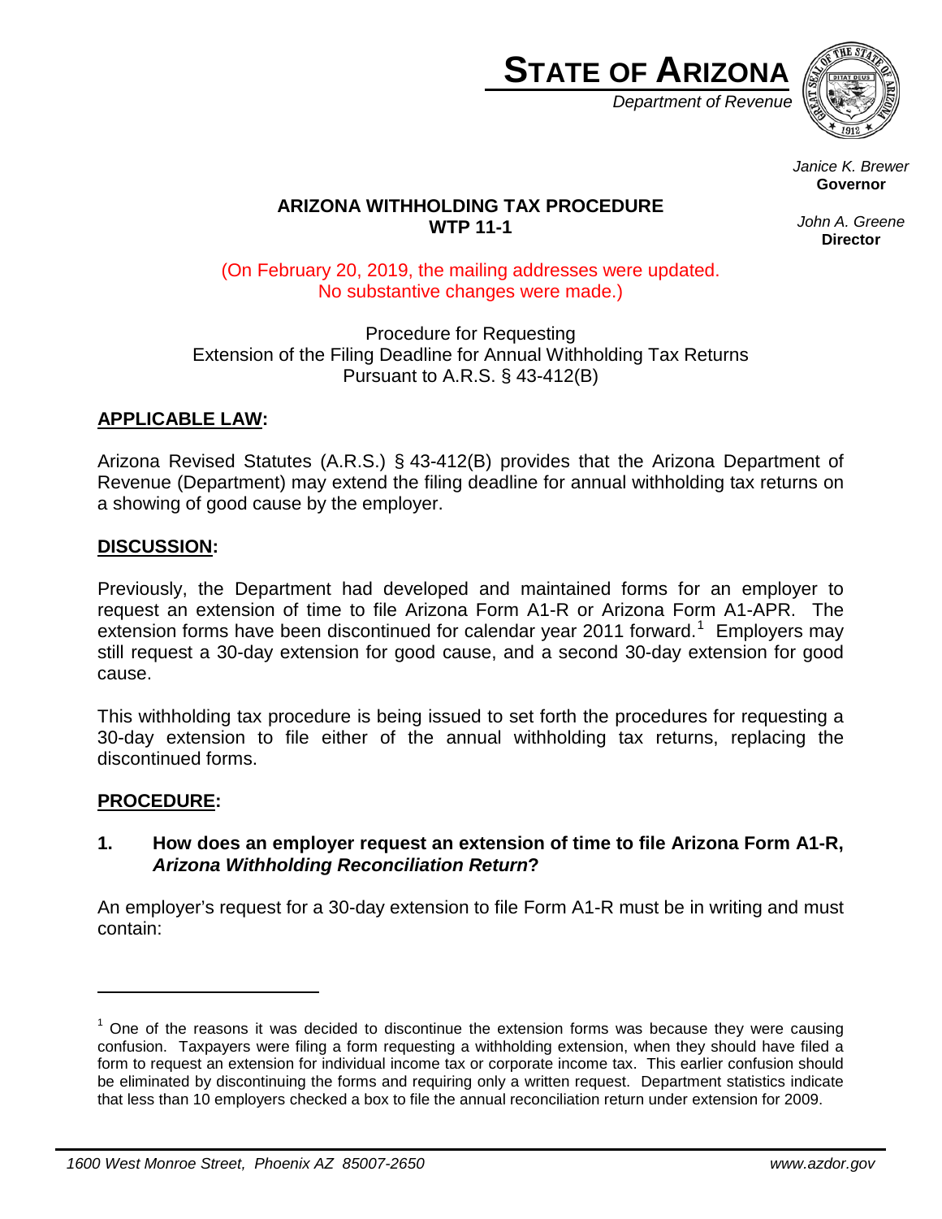# STATE OF ARIZONA

*Department of Revenue*

*Janice K. Brewer*
**Governor**

*John A. Greene*
**Director**

## ARIZONA WITHHOLDING TAX PROCEDURE
## WTP 11-1

(On February 20, 2019, the mailing addresses were updated. No substantive changes were made.)

Procedure for Requesting
Extension of the Filing Deadline for Annual Withholding Tax Returns
Pursuant to A.R.S. § 43-412(B)

### APPLICABLE LAW:

Arizona Revised Statutes (A.R.S.) § 43-412(B) provides that the Arizona Department of Revenue (Department) may extend the filing deadline for annual withholding tax returns on a showing of good cause by the employer.

### DISCUSSION:

Previously, the Department had developed and maintained forms for an employer to request an extension of time to file Arizona Form A1-R or Arizona Form A1-APR. The extension forms have been discontinued for calendar year 2011 forward.[1] Employers may still request a 30-day extension for good cause, and a second 30-day extension for good cause.

This withholding tax procedure is being issued to set forth the procedures for requesting a 30-day extension to file either of the annual withholding tax returns, replacing the discontinued forms.

### PROCEDURE:

**1. How does an employer request an extension of time to file Arizona Form A1-R, *Arizona Withholding Reconciliation Return*?**

An employer's request for a 30-day extension to file Form A1-R must be in writing and must contain:

---

[1] One of the reasons it was decided to discontinue the extension forms was because they were causing confusion. Taxpayers were filing a form requesting a withholding extension, when they should have filed a form to request an extension for individual income tax or corporate income tax. This earlier confusion should be eliminated by discontinuing the forms and requiring only a written request. Department statistics indicate that less than 10 employers checked a box to file the annual reconciliation return under extension for 2009.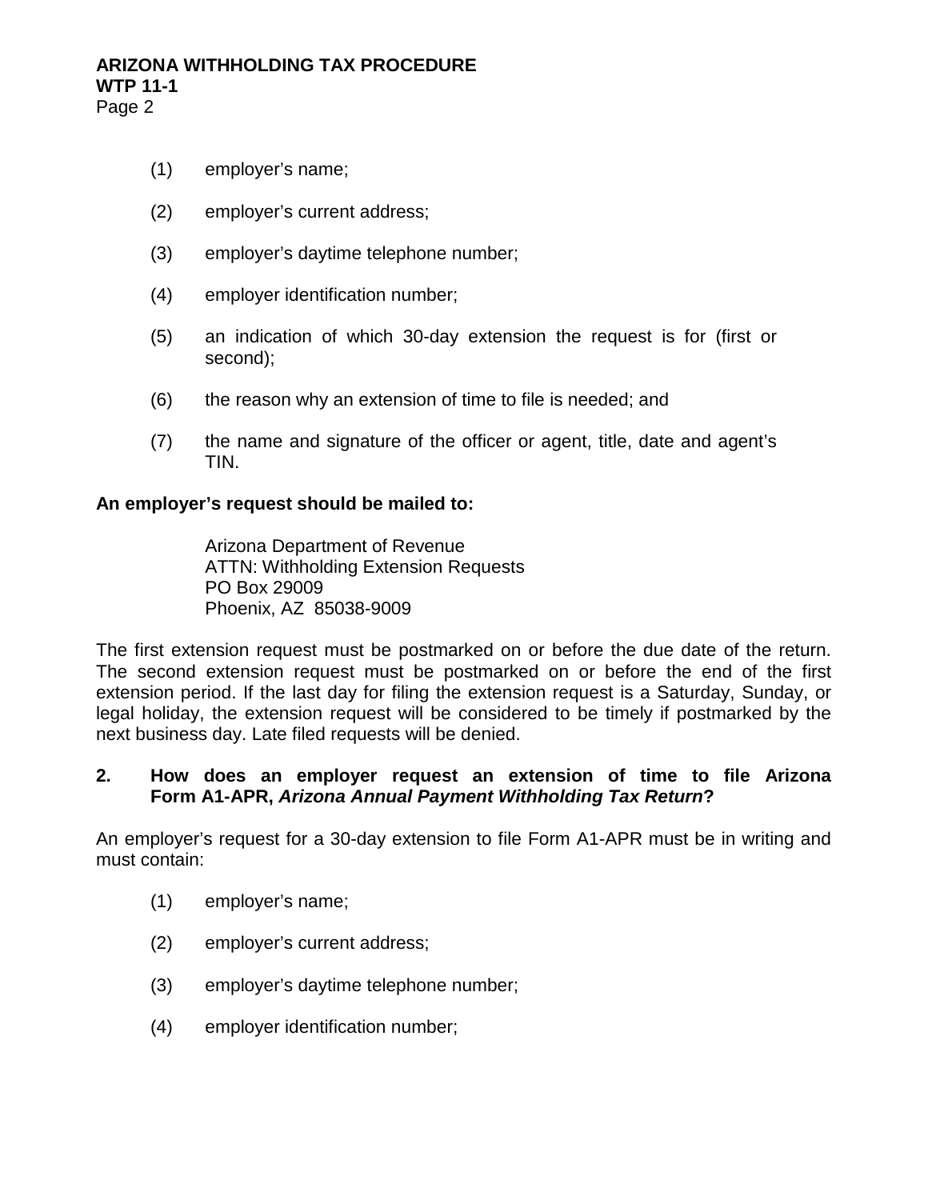(1) employer's name;

(2) employer's current address;

(3) employer's daytime telephone number;

(4) employer identification number;

(5) an indication of which 30-day extension the request is for (first or second);

(6) the reason why an extension of time to file is needed; and

(7) the name and signature of the officer or agent, title, date and agent's TIN.

**An employer's request should be mailed to:**

Arizona Department of Revenue
ATTN: Withholding Extension Requests
PO Box 29009
Phoenix, AZ 85038-9009

The first extension request must be postmarked on or before the due date of the return. The second extension request must be postmarked on or before the end of the first extension period. If the last day for filing the extension request is a Saturday, Sunday, or legal holiday, the extension request will be considered to be timely if postmarked by the next business day. Late filed requests will be denied.

**2. How does an employer request an extension of time to file Arizona Form A1-APR, *Arizona Annual Payment Withholding Tax Return*?**

An employer's request for a 30-day extension to file Form A1-APR must be in writing and must contain:

(1) employer's name;

(2) employer's current address;

(3) employer's daytime telephone number;

(4) employer identification number;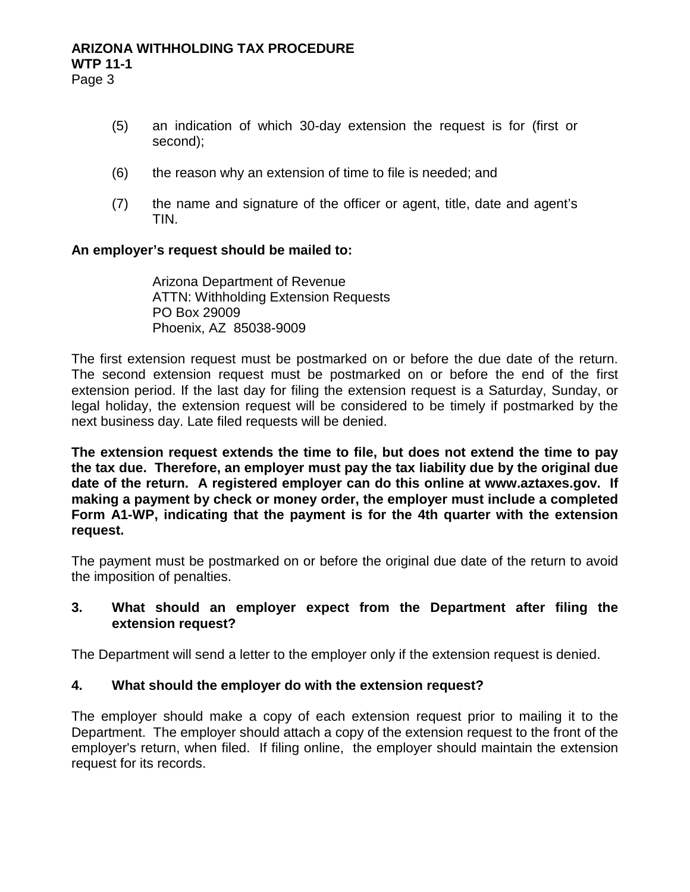(5) an indication of which 30-day extension the request is for (first or second);

(6) the reason why an extension of time to file is needed; and

(7) the name and signature of the officer or agent, title, date and agent's TIN.

**An employer's request should be mailed to:**

Arizona Department of Revenue
ATTN: Withholding Extension Requests
PO Box 29009
Phoenix, AZ 85038-9009

The first extension request must be postmarked on or before the due date of the return. The second extension request must be postmarked on or before the end of the first extension period. If the last day for filing the extension request is a Saturday, Sunday, or legal holiday, the extension request will be considered to be timely if postmarked by the next business day. Late filed requests will be denied.

**The extension request extends the time to file, but does not extend the time to pay the tax due. Therefore, an employer must pay the tax liability due by the original due date of the return. A registered employer can do this online at www.aztaxes.gov. If making a payment by check or money order, the employer must include a completed Form A1-WP, indicating that the payment is for the 4th quarter with the extension request.**

The payment must be postmarked on or before the original due date of the return to avoid the imposition of penalties.

### 3. What should an employer expect from the Department after filing the extension request?

The Department will send a letter to the employer only if the extension request is denied.

### 4. What should the employer do with the extension request?

The employer should make a copy of each extension request prior to mailing it to the Department. The employer should attach a copy of the extension request to the front of the employer's return, when filed. If filing online, the employer should maintain the extension request for its records.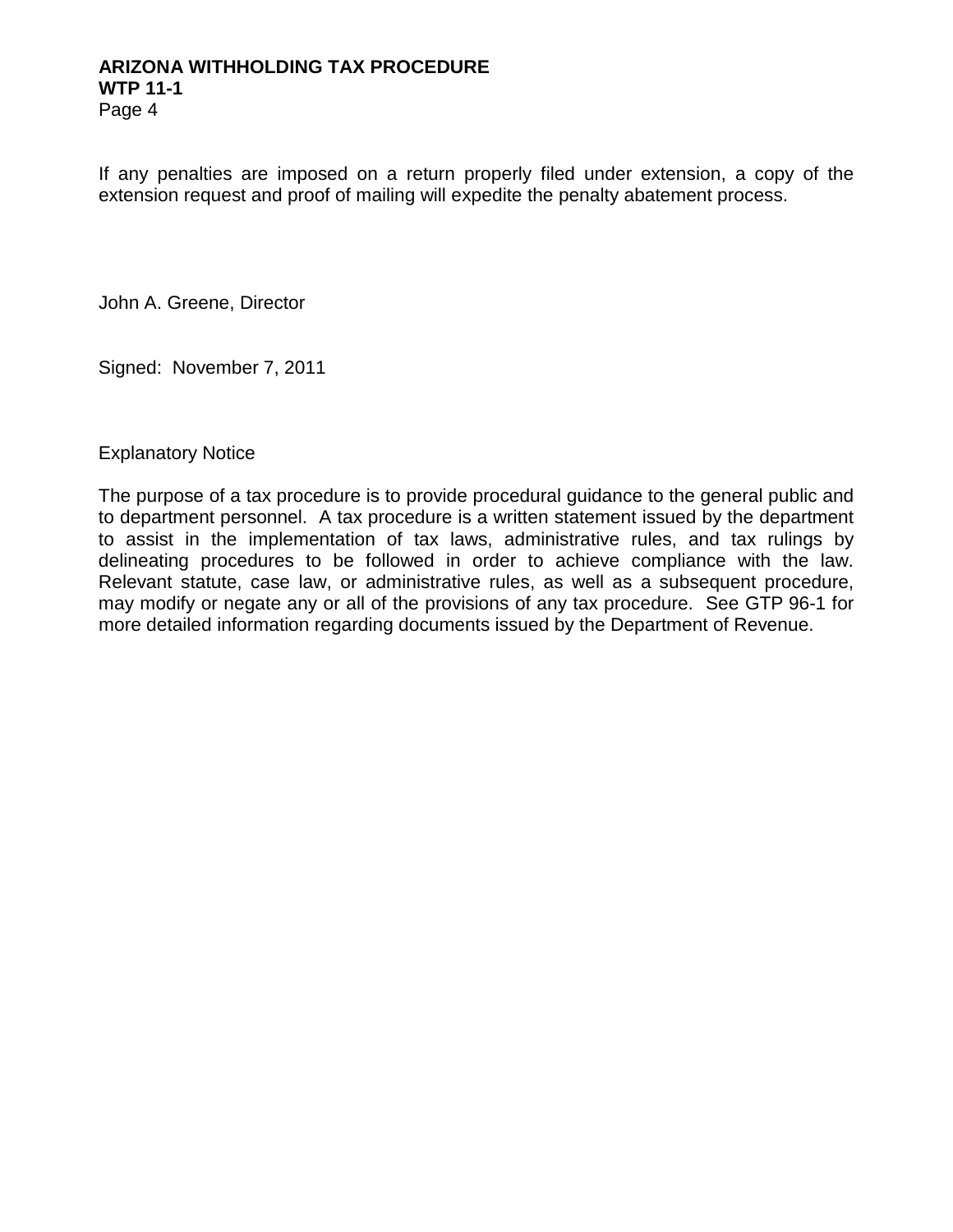If any penalties are imposed on a return properly filed under extension, a copy of the extension request and proof of mailing will expedite the penalty abatement process.

John A. Greene, Director

Signed: November 7, 2011

Explanatory Notice

The purpose of a tax procedure is to provide procedural guidance to the general public and to department personnel. A tax procedure is a written statement issued by the department to assist in the implementation of tax laws, administrative rules, and tax rulings by delineating procedures to be followed in order to achieve compliance with the law. Relevant statute, case law, or administrative rules, as well as a subsequent procedure, may modify or negate any or all of the provisions of any tax procedure. See GTP 96-1 for more detailed information regarding documents issued by the Department of Revenue.